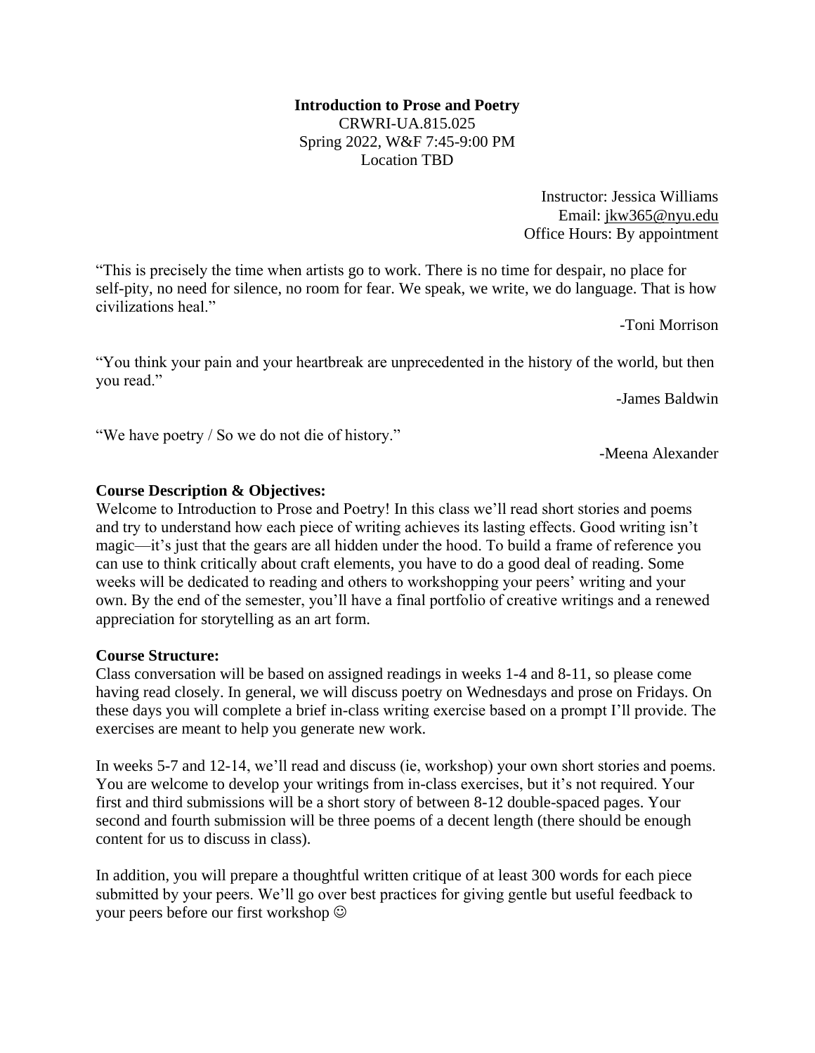**Introduction to Prose and Poetry**
CRWRI-UA.815.025
Spring 2022, W&F 7:45-9:00 PM
Location TBD

Instructor: Jessica Williams
Email: jkw365@nyu.edu
Office Hours: By appointment

"This is precisely the time when artists go to work. There is no time for despair, no place for self-pity, no need for silence, no room for fear. We speak, we write, we do language. That is how civilizations heal."

-Toni Morrison

"You think your pain and your heartbreak are unprecedented in the history of the world, but then you read."

-James Baldwin

"We have poetry / So we do not die of history."

-Meena Alexander

**Course Description & Objectives:**
Welcome to Introduction to Prose and Poetry! In this class we'll read short stories and poems and try to understand how each piece of writing achieves its lasting effects. Good writing isn't magic—it's just that the gears are all hidden under the hood. To build a frame of reference you can use to think critically about craft elements, you have to do a good deal of reading. Some weeks will be dedicated to reading and others to workshopping your peers' writing and your own. By the end of the semester, you'll have a final portfolio of creative writings and a renewed appreciation for storytelling as an art form.

**Course Structure:**
Class conversation will be based on assigned readings in weeks 1-4 and 8-11, so please come having read closely. In general, we will discuss poetry on Wednesdays and prose on Fridays. On these days you will complete a brief in-class writing exercise based on a prompt I'll provide. The exercises are meant to help you generate new work.

In weeks 5-7 and 12-14, we'll read and discuss (ie, workshop) your own short stories and poems. You are welcome to develop your writings from in-class exercises, but it's not required. Your first and third submissions will be a short story of between 8-12 double-spaced pages. Your second and fourth submission will be three poems of a decent length (there should be enough content for us to discuss in class).

In addition, you will prepare a thoughtful written critique of at least 300 words for each piece submitted by your peers. We'll go over best practices for giving gentle but useful feedback to your peers before our first workshop ☺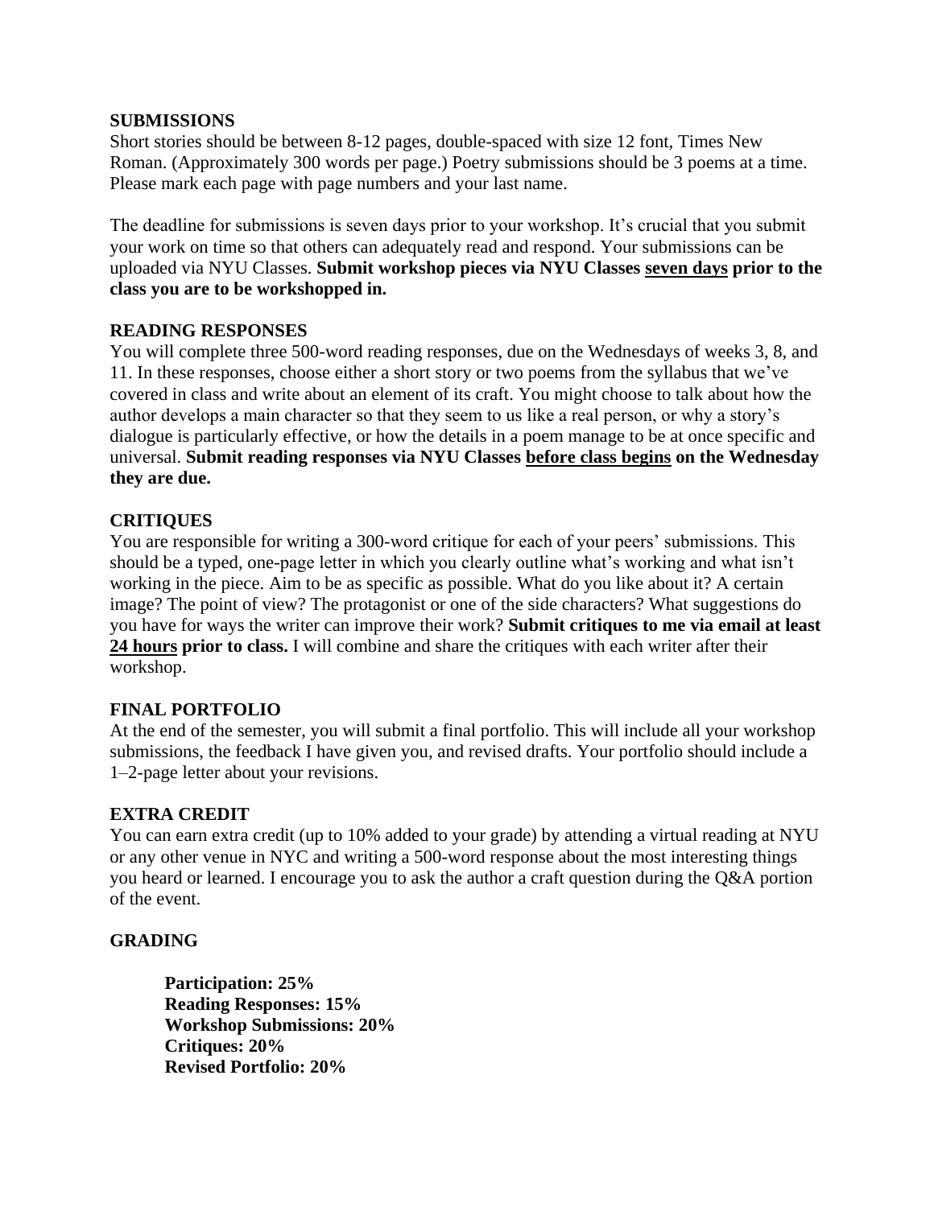**SUBMISSIONS**

Short stories should be between 8-12 pages, double-spaced with size 12 font, Times New Roman. (Approximately 300 words per page.) Poetry submissions should be 3 poems at a time. Please mark each page with page numbers and your last name.

The deadline for submissions is seven days prior to your workshop. It's crucial that you submit your work on time so that others can adequately read and respond. Your submissions can be uploaded via NYU Classes. **Submit workshop pieces via NYU Classes <u>seven days</u> prior to the class you are to be workshopped in.**

**READING RESPONSES**

You will complete three 500-word reading responses, due on the Wednesdays of weeks 3, 8, and 11. In these responses, choose either a short story or two poems from the syllabus that we've covered in class and write about an element of its craft. You might choose to talk about how the author develops a main character so that they seem to us like a real person, or why a story's dialogue is particularly effective, or how the details in a poem manage to be at once specific and universal. **Submit reading responses via NYU Classes <u>before class begins</u> on the Wednesday they are due.**

**CRITIQUES**

You are responsible for writing a 300-word critique for each of your peers' submissions. This should be a typed, one-page letter in which you clearly outline what's working and what isn't working in the piece. Aim to be as specific as possible. What do you like about it? A certain image? The point of view? The protagonist or one of the side characters? What suggestions do you have for ways the writer can improve their work? **Submit critiques to me via email at least <u>24 hours</u> prior to class.** I will combine and share the critiques with each writer after their workshop.

**FINAL PORTFOLIO**

At the end of the semester, you will submit a final portfolio. This will include all your workshop submissions, the feedback I have given you, and revised drafts. Your portfolio should include a 1–2-page letter about your revisions.

**EXTRA CREDIT**

You can earn extra credit (up to 10% added to your grade) by attending a virtual reading at NYU or any other venue in NYC and writing a 500-word response about the most interesting things you heard or learned. I encourage you to ask the author a craft question during the Q&A portion of the event.

**GRADING**

**Participation: 25%**
**Reading Responses: 15%**
**Workshop Submissions: 20%**
**Critiques: 20%**
**Revised Portfolio: 20%**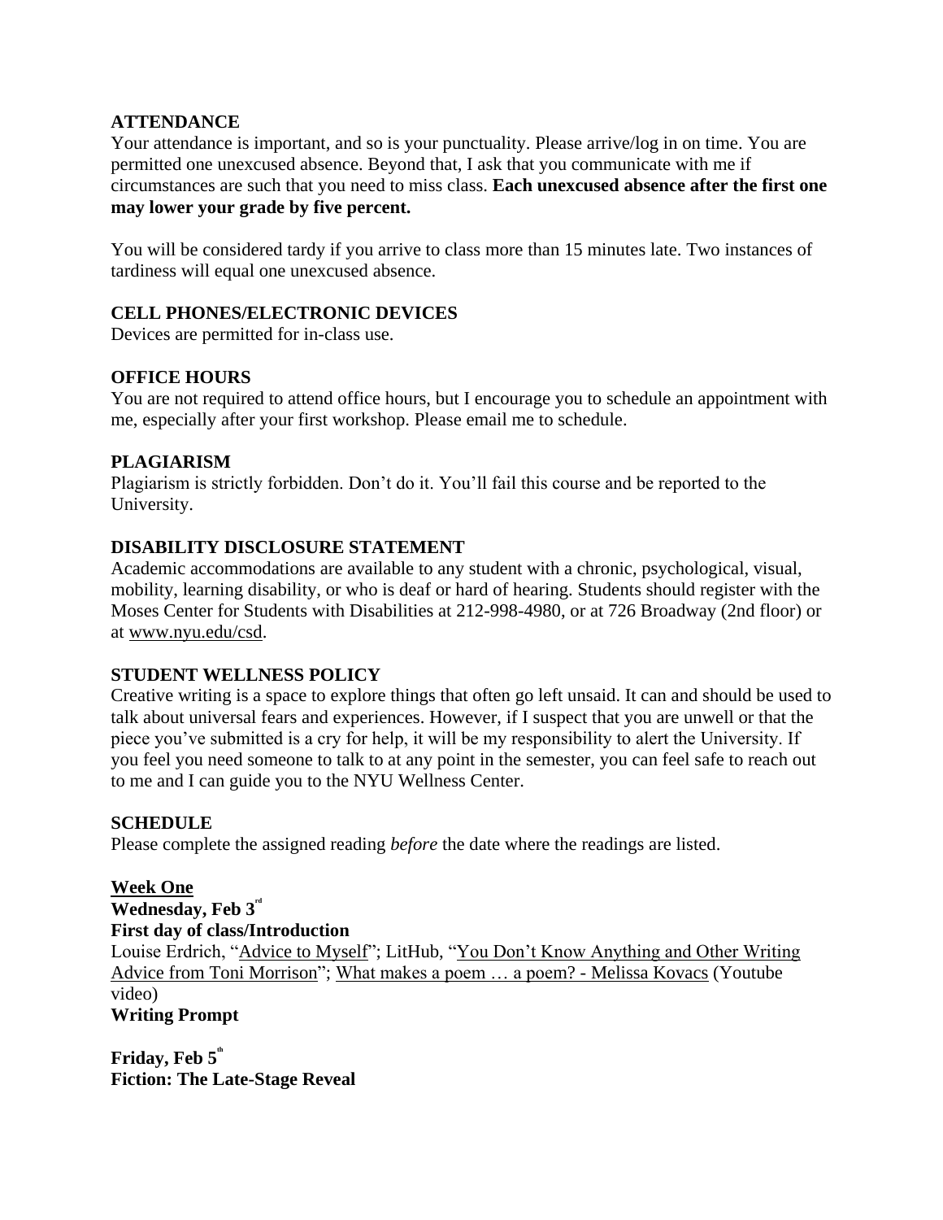## ATTENDANCE

Your attendance is important, and so is your punctuality. Please arrive/log in on time. You are permitted one unexcused absence. Beyond that, I ask that you communicate with me if circumstances are such that you need to miss class. **Each unexcused absence after the first one may lower your grade by five percent.**

You will be considered tardy if you arrive to class more than 15 minutes late. Two instances of tardiness will equal one unexcused absence.

## CELL PHONES/ELECTRONIC DEVICES

Devices are permitted for in-class use.

## OFFICE HOURS

You are not required to attend office hours, but I encourage you to schedule an appointment with me, especially after your first workshop. Please email me to schedule.

## PLAGIARISM

Plagiarism is strictly forbidden. Don't do it. You'll fail this course and be reported to the University.

## DISABILITY DISCLOSURE STATEMENT

Academic accommodations are available to any student with a chronic, psychological, visual, mobility, learning disability, or who is deaf or hard of hearing. Students should register with the Moses Center for Students with Disabilities at 212-998-4980, or at 726 Broadway (2nd floor) or at www.nyu.edu/csd.

## STUDENT WELLNESS POLICY

Creative writing is a space to explore things that often go left unsaid. It can and should be used to talk about universal fears and experiences. However, if I suspect that you are unwell or that the piece you've submitted is a cry for help, it will be my responsibility to alert the University. If you feel you need someone to talk to at any point in the semester, you can feel safe to reach out to me and I can guide you to the NYU Wellness Center.

## SCHEDULE

Please complete the assigned reading *before* the date where the readings are listed.

### Week One

**Wednesday, Feb 3rd**
**First day of class/Introduction**
Louise Erdrich, "Advice to Myself"; LitHub, "You Don't Know Anything and Other Writing Advice from Toni Morrison"; What makes a poem … a poem? - Melissa Kovacs (Youtube video)
**Writing Prompt**

**Friday, Feb 5th**
**Fiction: The Late-Stage Reveal**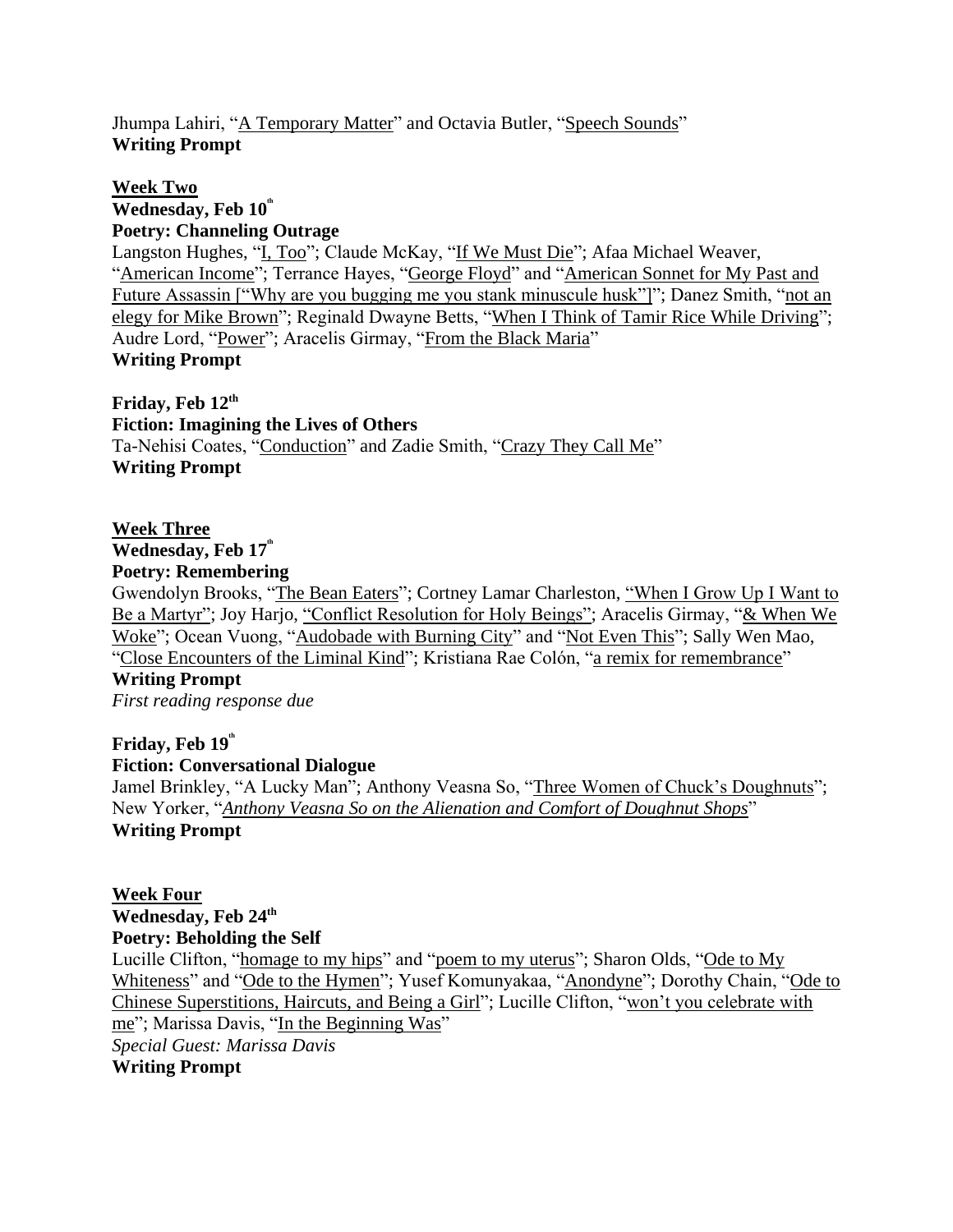Jhumpa Lahiri, "A Temporary Matter" and Octavia Butler, "Speech Sounds"
**Writing Prompt**

## Week Two

**Wednesday, Feb 10th**
**Poetry: Channeling Outrage**
Langston Hughes, "I, Too"; Claude McKay, "If We Must Die"; Afaa Michael Weaver, "American Income"; Terrance Hayes, "George Floyd" and "American Sonnet for My Past and Future Assassin ["Why are you bugging me you stank minuscule husk"]"; Danez Smith, "not an elegy for Mike Brown"; Reginald Dwayne Betts, "When I Think of Tamir Rice While Driving"; Audre Lord, "Power"; Aracelis Girmay, "From the Black Maria"
**Writing Prompt**

**Friday, Feb 12th**
**Fiction: Imagining the Lives of Others**
Ta-Nehisi Coates, "Conduction" and Zadie Smith, "Crazy They Call Me"
**Writing Prompt**

## Week Three

**Wednesday, Feb 17th**
**Poetry: Remembering**
Gwendolyn Brooks, "The Bean Eaters"; Cortney Lamar Charleston, "When I Grow Up I Want to Be a Martyr"; Joy Harjo, "Conflict Resolution for Holy Beings"; Aracelis Girmay, "& When We Woke"; Ocean Vuong, "Audobade with Burning City" and "Not Even This"; Sally Wen Mao, "Close Encounters of the Liminal Kind"; Kristiana Rae Colón, "a remix for remembrance"
**Writing Prompt**
*First reading response due*

**Friday, Feb 19th**
**Fiction: Conversational Dialogue**
Jamel Brinkley, "A Lucky Man"; Anthony Veasna So, "Three Women of Chuck's Doughnuts"; New Yorker, "*Anthony Veasna So on the Alienation and Comfort of Doughnut Shops*"
**Writing Prompt**

## Week Four

**Wednesday, Feb 24th**
**Poetry: Beholding the Self**
Lucille Clifton, "homage to my hips" and "poem to my uterus"; Sharon Olds, "Ode to My Whiteness" and "Ode to the Hymen"; Yusef Komunyakaa, "Anondyne"; Dorothy Chain, "Ode to Chinese Superstitions, Haircuts, and Being a Girl"; Lucille Clifton, "won't you celebrate with me"; Marissa Davis, "In the Beginning Was"
*Special Guest: Marissa Davis*
**Writing Prompt**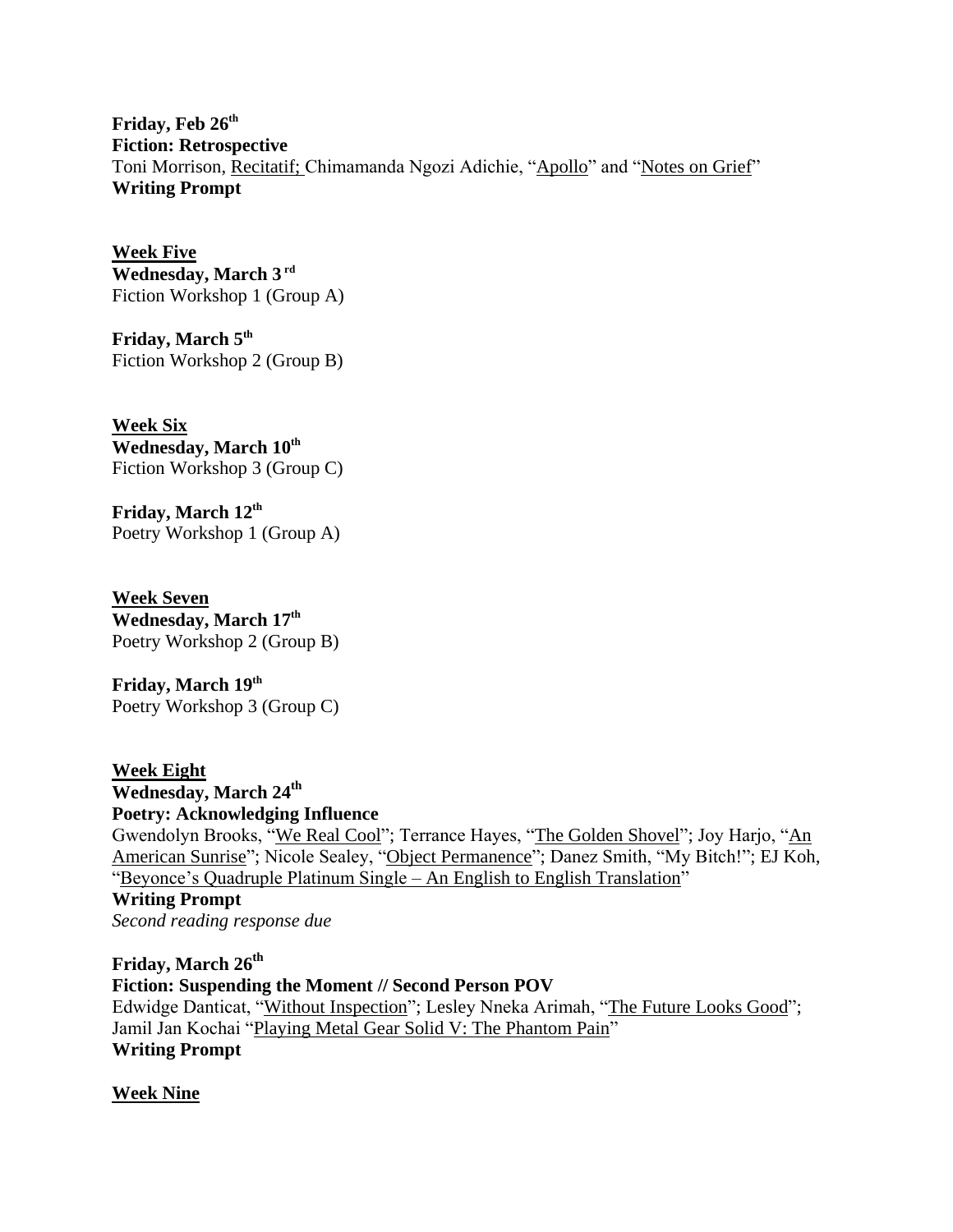**Friday, Feb 26th**
**Fiction: Retrospective**
Toni Morrison, Recitatif; Chimamanda Ngozi Adichie, "Apollo" and "Notes on Grief"
**Writing Prompt**

**Week Five**
**Wednesday, March 3rd**
Fiction Workshop 1 (Group A)

**Friday, March 5th**
Fiction Workshop 2 (Group B)

**Week Six**
**Wednesday, March 10th**
Fiction Workshop 3 (Group C)

**Friday, March 12th**
Poetry Workshop 1 (Group A)

**Week Seven**
**Wednesday, March 17th**
Poetry Workshop 2 (Group B)

**Friday, March 19th**
Poetry Workshop 3 (Group C)

**Week Eight**
**Wednesday, March 24th**
**Poetry: Acknowledging Influence**
Gwendolyn Brooks, "We Real Cool"; Terrance Hayes, "The Golden Shovel"; Joy Harjo, "An American Sunrise"; Nicole Sealey, "Object Permanence"; Danez Smith, "My Bitch!"; EJ Koh, "Beyonce's Quadruple Platinum Single – An English to English Translation"
**Writing Prompt**
*Second reading response due*

**Friday, March 26th**
**Fiction: Suspending the Moment // Second Person POV**
Edwidge Danticat, "Without Inspection"; Lesley Nneka Arimah, "The Future Looks Good"; Jamil Jan Kochai "Playing Metal Gear Solid V: The Phantom Pain"
**Writing Prompt**

**Week Nine**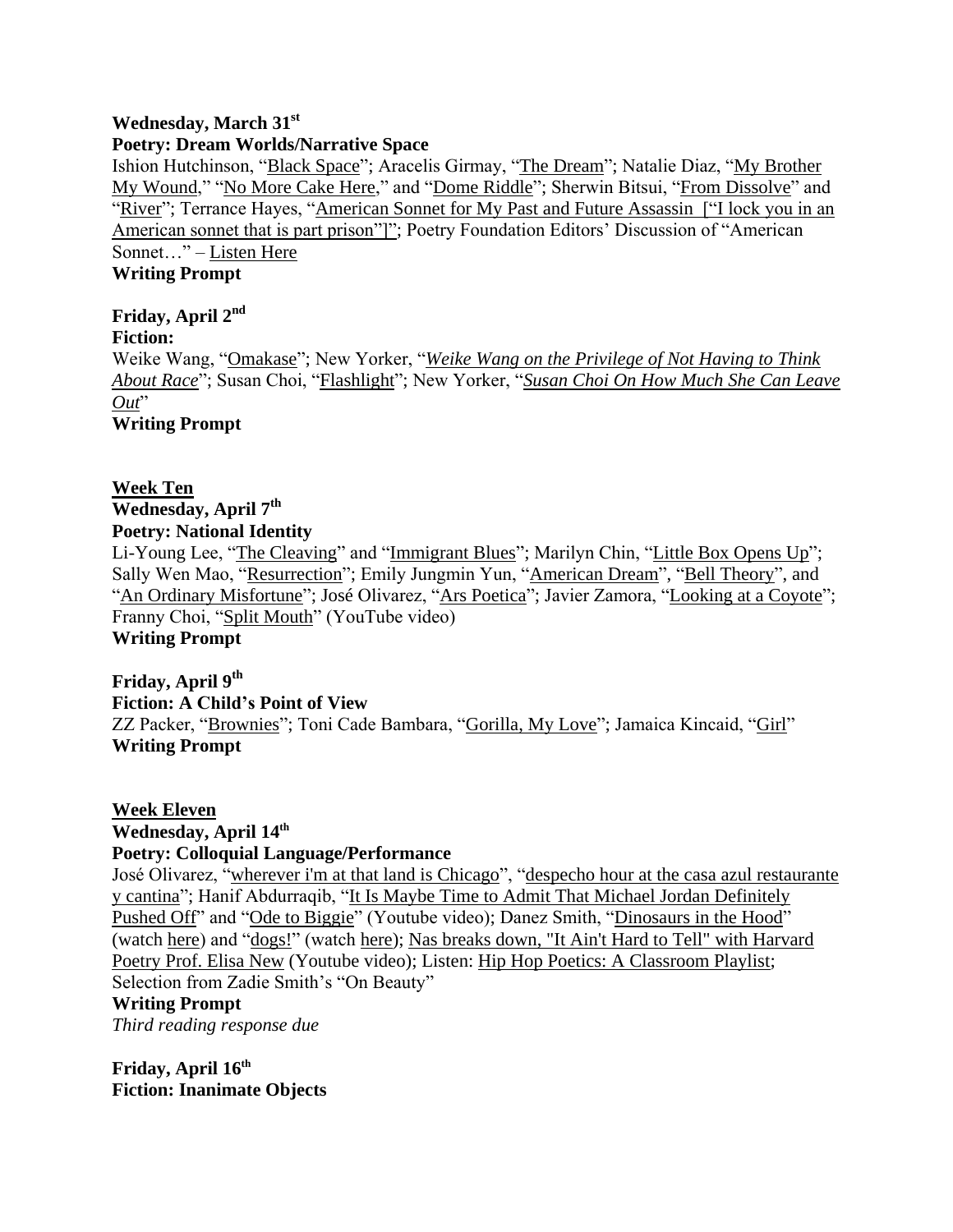**Wednesday, March 31st**
**Poetry: Dream Worlds/Narrative Space**

Ishion Hutchinson, "Black Space"; Aracelis Girmay, "The Dream"; Natalie Diaz, "My Brother My Wound," "No More Cake Here," and "Dome Riddle"; Sherwin Bitsui, "From Dissolve" and "River"; Terrance Hayes, "American Sonnet for My Past and Future Assassin ["I lock you in an American sonnet that is part prison"]"; Poetry Foundation Editors' Discussion of "American Sonnet…" – Listen Here

**Writing Prompt**

**Friday, April 2nd**
**Fiction:**

Weike Wang, "Omakase"; New Yorker, "*Weike Wang on the Privilege of Not Having to Think About Race*"; Susan Choi, "Flashlight"; New Yorker, "*Susan Choi On How Much She Can Leave Out*"

**Writing Prompt**

**Week Ten**

**Wednesday, April 7th**
**Poetry: National Identity**

Li-Young Lee, "The Cleaving" and "Immigrant Blues"; Marilyn Chin, "Little Box Opens Up"; Sally Wen Mao, "Resurrection"; Emily Jungmin Yun, "American Dream", "Bell Theory", and "An Ordinary Misfortune"; José Olivarez, "Ars Poetica"; Javier Zamora, "Looking at a Coyote"; Franny Choi, "Split Mouth" (YouTube video)

**Writing Prompt**

**Friday, April 9th**
**Fiction: A Child's Point of View**

ZZ Packer, "Brownies"; Toni Cade Bambara, "Gorilla, My Love"; Jamaica Kincaid, "Girl"

**Writing Prompt**

**Week Eleven**

**Wednesday, April 14th**
**Poetry: Colloquial Language/Performance**

José Olivarez, "wherever i'm at that land is Chicago", "despecho hour at the casa azul restaurante y cantina"; Hanif Abdurraqib, "It Is Maybe Time to Admit That Michael Jordan Definitely Pushed Off" and "Ode to Biggie" (Youtube video); Danez Smith, "Dinosaurs in the Hood" (watch here) and "dogs!" (watch here); Nas breaks down, "It Ain't Hard to Tell" with Harvard Poetry Prof. Elisa New (Youtube video); Listen: Hip Hop Poetics: A Classroom Playlist; Selection from Zadie Smith's "On Beauty"

**Writing Prompt**

*Third reading response due*

**Friday, April 16th**
**Fiction: Inanimate Objects**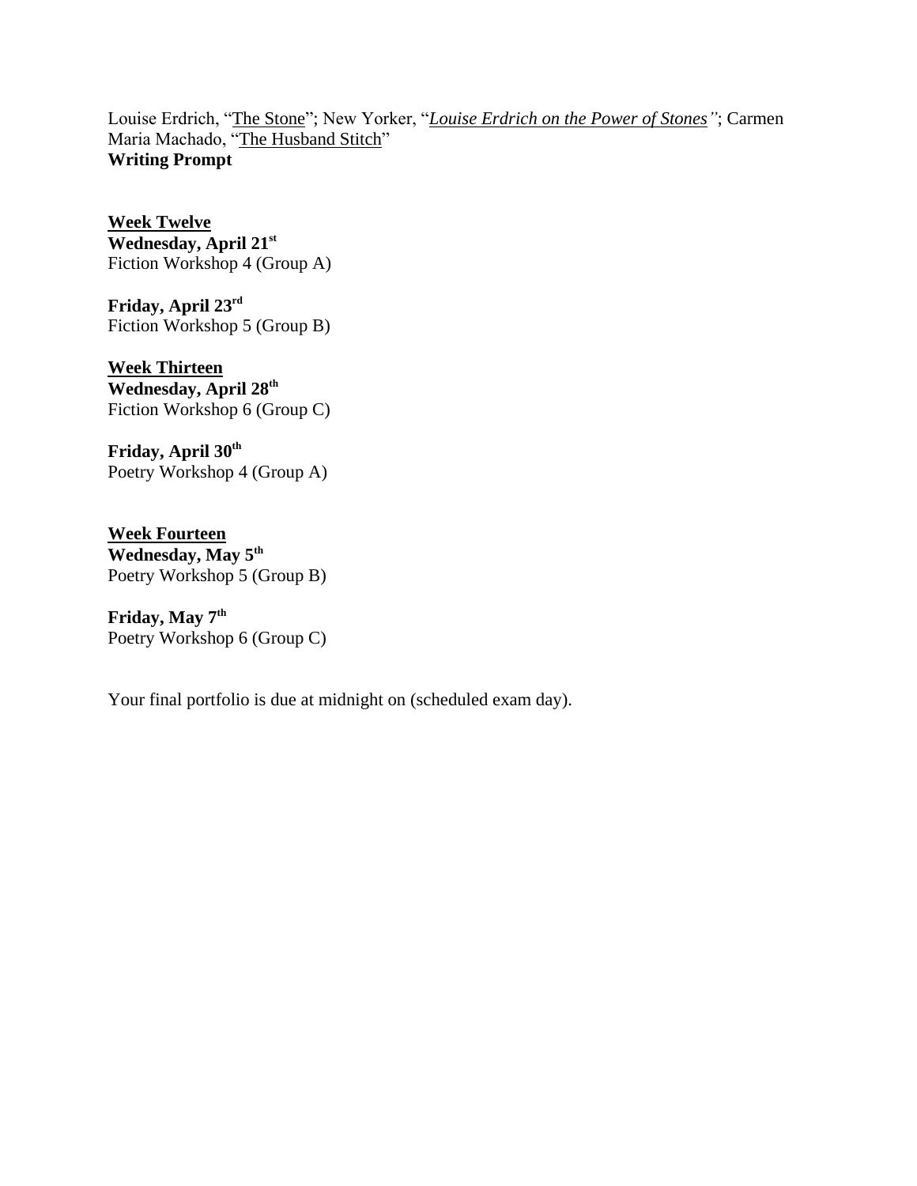Louise Erdrich, "The Stone"; New Yorker, "*Louise Erdrich on the Power of Stones"*; Carmen Maria Machado, "The Husband Stitch"
**Writing Prompt**

**Week Twelve**
**Wednesday, April 21st**
Fiction Workshop 4 (Group A)

**Friday, April 23rd**
Fiction Workshop 5 (Group B)

**Week Thirteen**
**Wednesday, April 28th**
Fiction Workshop 6 (Group C)

**Friday, April 30th**
Poetry Workshop 4 (Group A)

**Week Fourteen**
**Wednesday, May 5th**
Poetry Workshop 5 (Group B)

**Friday, May 7th**
Poetry Workshop 6 (Group C)

Your final portfolio is due at midnight on (scheduled exam day).